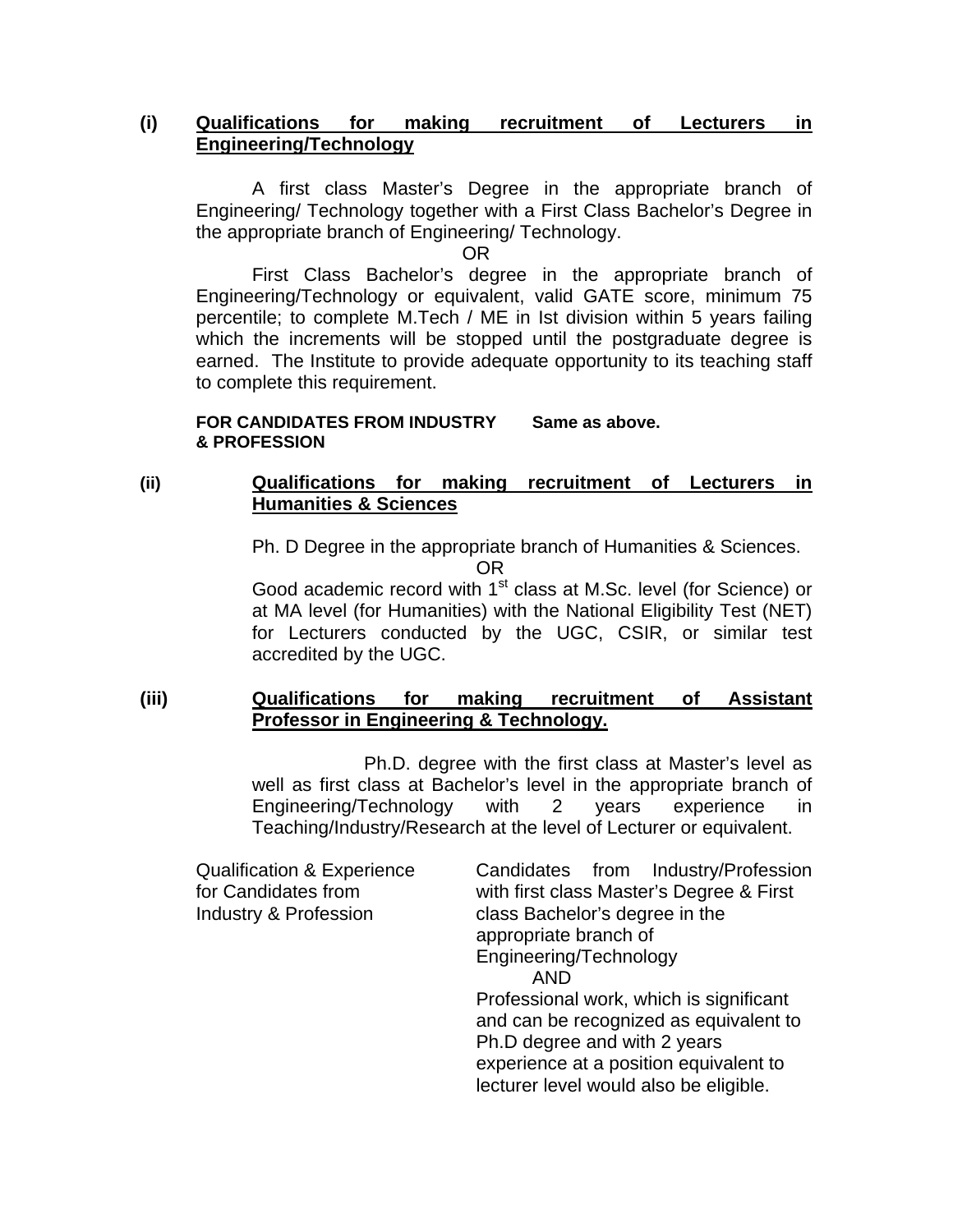**(i) <u>Qualifications for making recruitment of Lecturers in Engineering/Technology</u>**

A first class Master's Degree in the appropriate branch of Engineering/ Technology together with a First Class Bachelor's Degree in the appropriate branch of Engineering/ Technology.

OR

First Class Bachelor's degree in the appropriate branch of Engineering/Technology or equivalent, valid GATE score, minimum 75 percentile; to complete M.Tech / ME in Ist division within 5 years failing which the increments will be stopped until the postgraduate degree is earned. The Institute to provide adequate opportunity to its teaching staff to complete this requirement.

| **FOR CANDIDATES FROM INDUSTRY & PROFESSION** | **Same as above.** |
|---|---|

**(ii) <u>Qualifications for making recruitment of Lecturers in Humanities & Sciences</u>**

Ph. D Degree in the appropriate branch of Humanities & Sciences.

OR

Good academic record with 1st class at M.Sc. level (for Science) or at MA level (for Humanities) with the National Eligibility Test (NET) for Lecturers conducted by the UGC, CSIR, or similar test accredited by the UGC.

**(iii) <u>Qualifications for making recruitment of Assistant Professor in Engineering & Technology.</u>**

Ph.D. degree with the first class at Master's level as well as first class at Bachelor's level in the appropriate branch of Engineering/Technology with 2 years experience in Teaching/Industry/Research at the level of Lecturer or equivalent.

| Qualification & Experience for Candidates from Industry & Profession | Candidates from Industry/Profession with first class Master's Degree & First class Bachelor's degree in the appropriate branch of Engineering/Technology AND Professional work, which is significant and can be recognized as equivalent to Ph.D degree and with 2 years experience at a position equivalent to lecturer level would also be eligible. |
|---|---|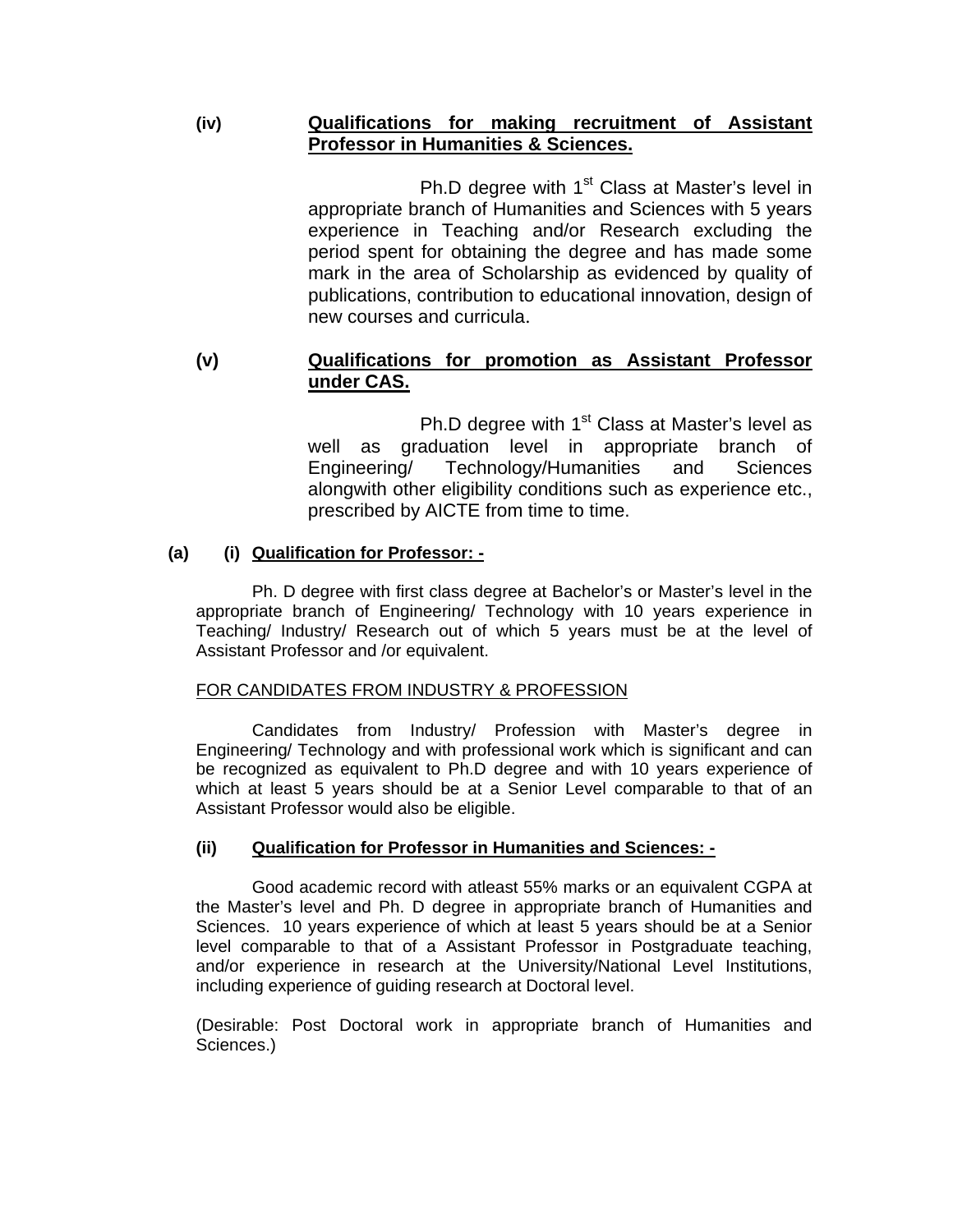**(iv) Qualifications for making recruitment of Assistant Professor in Humanities & Sciences.**

Ph.D degree with 1st Class at Master's level in appropriate branch of Humanities and Sciences with 5 years experience in Teaching and/or Research excluding the period spent for obtaining the degree and has made some mark in the area of Scholarship as evidenced by quality of publications, contribution to educational innovation, design of new courses and curricula.

**(v) Qualifications for promotion as Assistant Professor under CAS.**

Ph.D degree with 1st Class at Master's level as well as graduation level in appropriate branch of Engineering/ Technology/Humanities and Sciences alongwith other eligibility conditions such as experience etc., prescribed by AICTE from time to time.

**(a) (i) Qualification for Professor: -**

Ph. D degree with first class degree at Bachelor's or Master's level in the appropriate branch of Engineering/ Technology with 10 years experience in Teaching/ Industry/ Research out of which 5 years must be at the level of Assistant Professor and /or equivalent.

FOR CANDIDATES FROM INDUSTRY & PROFESSION

Candidates from Industry/ Profession with Master's degree in Engineering/ Technology and with professional work which is significant and can be recognized as equivalent to Ph.D degree and with 10 years experience of which at least 5 years should be at a Senior Level comparable to that of an Assistant Professor would also be eligible.

**(ii) Qualification for Professor in Humanities and Sciences: -**

Good academic record with atleast 55% marks or an equivalent CGPA at the Master's level and Ph. D degree in appropriate branch of Humanities and Sciences. 10 years experience of which at least 5 years should be at a Senior level comparable to that of a Assistant Professor in Postgraduate teaching, and/or experience in research at the University/National Level Institutions, including experience of guiding research at Doctoral level.

(Desirable: Post Doctoral work in appropriate branch of Humanities and Sciences.)